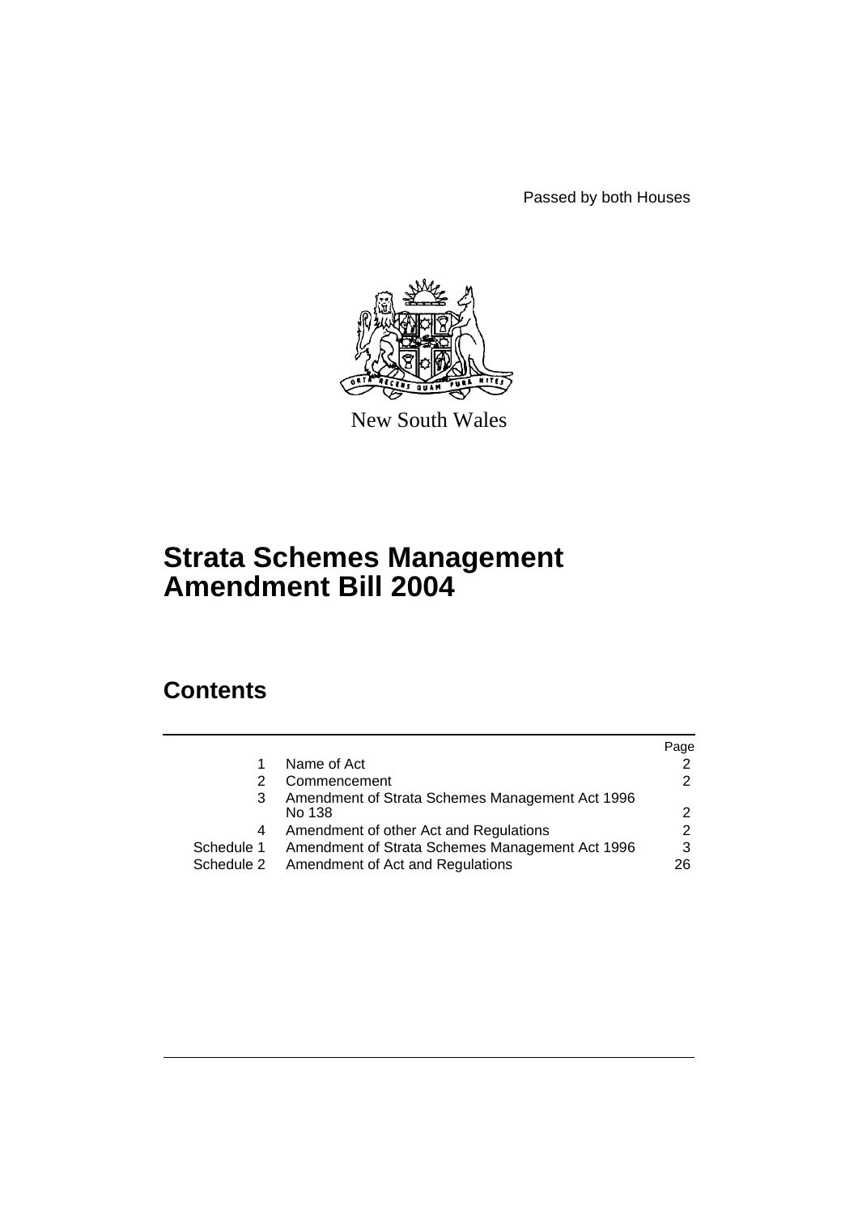Passed by both Houses

New South Wales

# Strata Schemes Management Amendment Bill 2004

## Contents

| | | Page |
|---|---|---|
| 1 | Name of Act | 2 |
| 2 | Commencement | 2 |
| 3 | Amendment of Strata Schemes Management Act 1996 No 138 | 2 |
| 4 | Amendment of other Act and Regulations | 2 |
| Schedule 1 | Amendment of Strata Schemes Management Act 1996 | 3 |
| Schedule 2 | Amendment of Act and Regulations | 26 |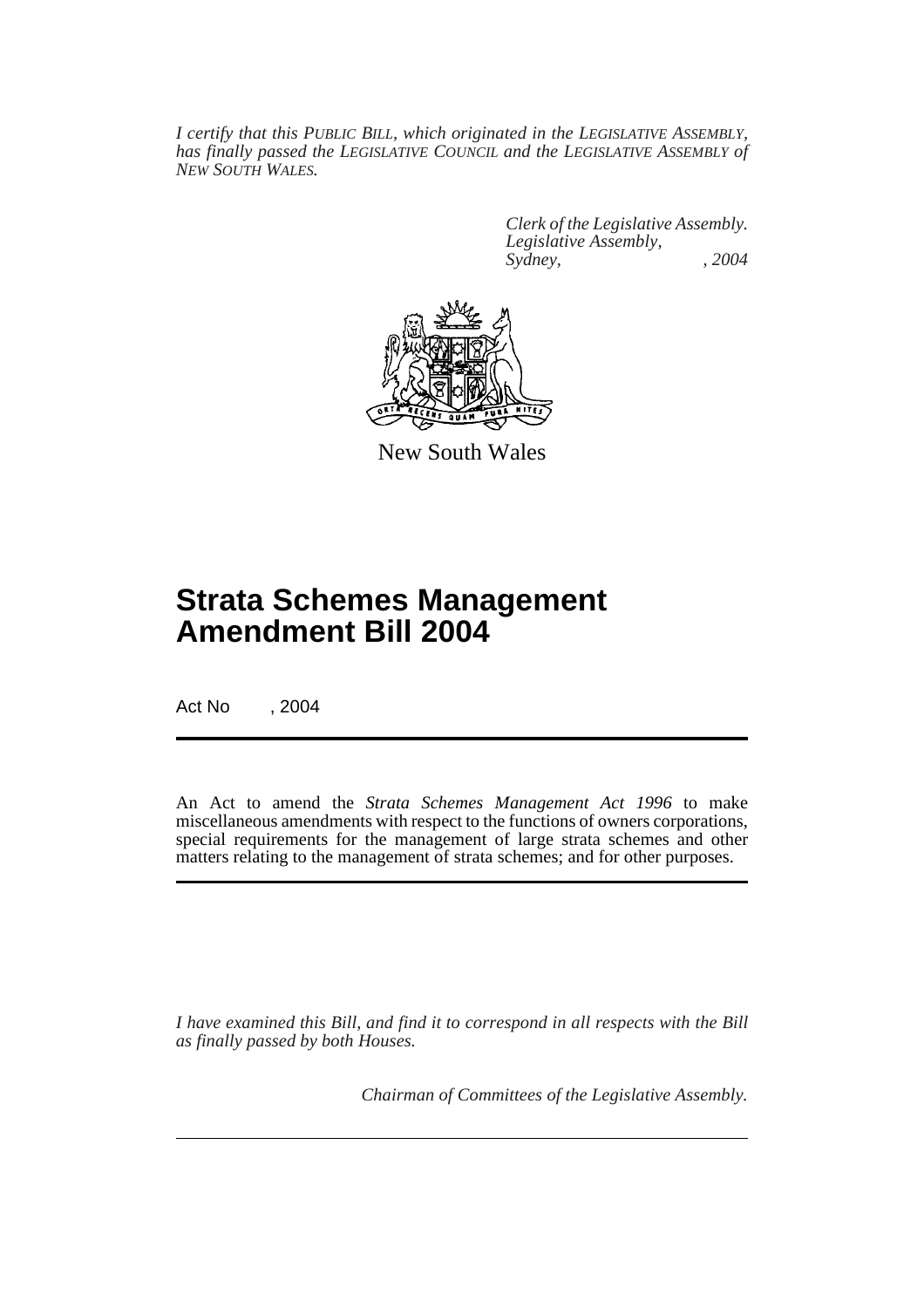*I certify that this PUBLIC BILL, which originated in the LEGISLATIVE ASSEMBLY, has finally passed the LEGISLATIVE COUNCIL and the LEGISLATIVE ASSEMBLY of NEW SOUTH WALES.*

*Clerk of the Legislative Assembly.*
*Legislative Assembly,*
*Sydney, , 2004*

New South Wales

# Strata Schemes Management Amendment Bill 2004

Act No , 2004

An Act to amend the *Strata Schemes Management Act 1996* to make miscellaneous amendments with respect to the functions of owners corporations, special requirements for the management of large strata schemes and other matters relating to the management of strata schemes; and for other purposes.

*I have examined this Bill, and find it to correspond in all respects with the Bill as finally passed by both Houses.*

*Chairman of Committees of the Legislative Assembly.*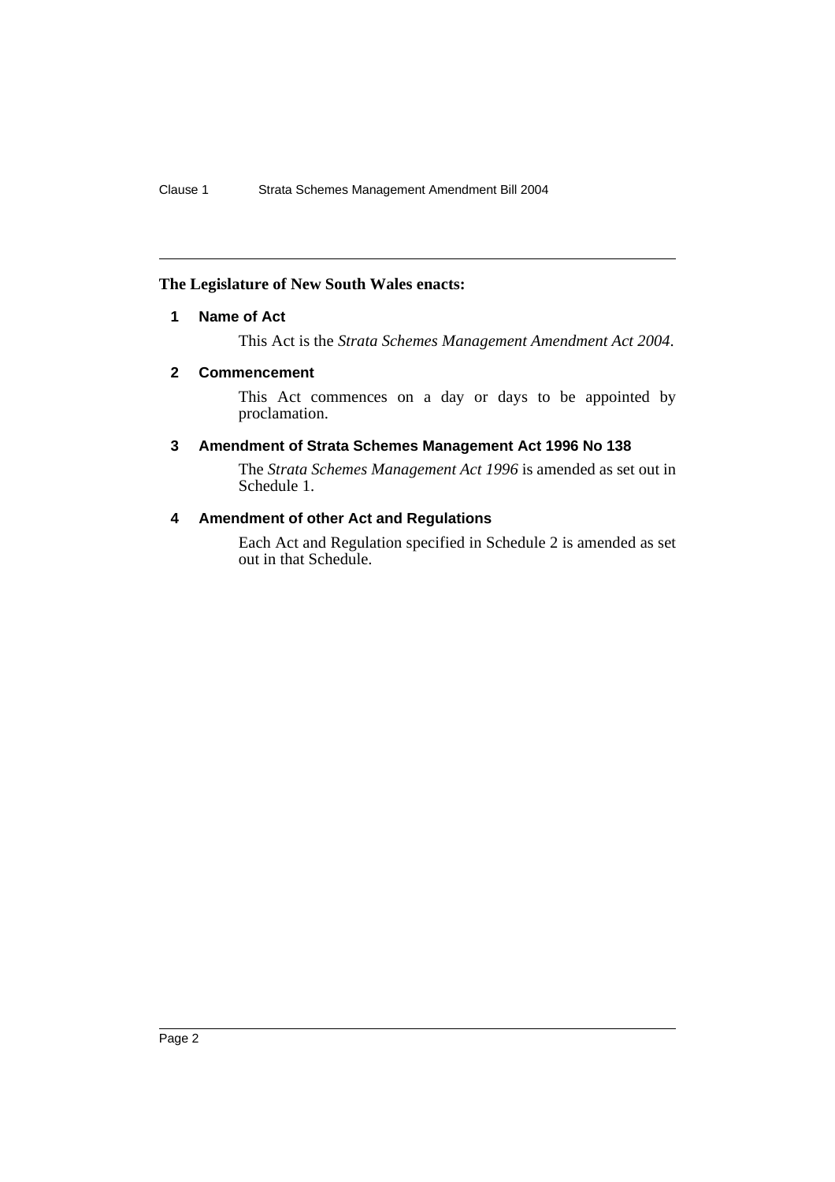**The Legislature of New South Wales enacts:**

## 1 Name of Act

This Act is the *Strata Schemes Management Amendment Act 2004*.

## 2 Commencement

This Act commences on a day or days to be appointed by proclamation.

## 3 Amendment of Strata Schemes Management Act 1996 No 138

The *Strata Schemes Management Act 1996* is amended as set out in Schedule 1.

## 4 Amendment of other Act and Regulations

Each Act and Regulation specified in Schedule 2 is amended as set out in that Schedule.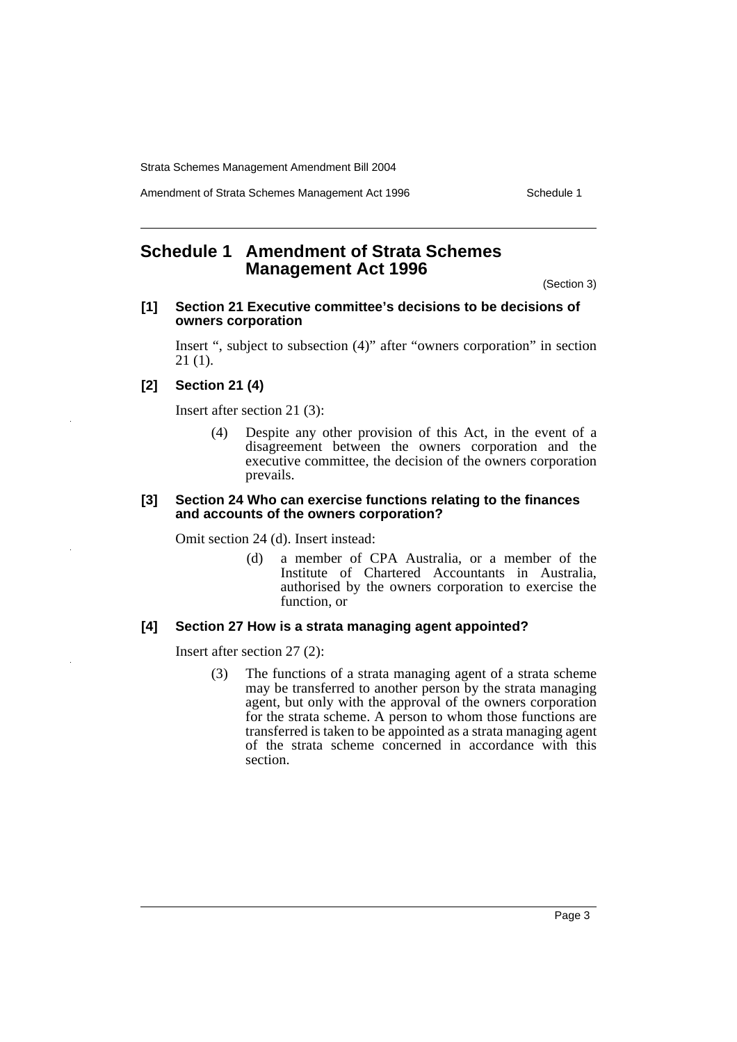# Schedule 1 Amendment of Strata Schemes Management Act 1996

(Section 3)

### [1] Section 21 Executive committee's decisions to be decisions of owners corporation

Insert ", subject to subsection (4)" after "owners corporation" in section 21 (1).

### [2] Section 21 (4)

Insert after section 21 (3):

> (4) Despite any other provision of this Act, in the event of a disagreement between the owners corporation and the executive committee, the decision of the owners corporation prevails.

### [3] Section 24 Who can exercise functions relating to the finances and accounts of the owners corporation?

Omit section 24 (d). Insert instead:

> (d) a member of CPA Australia, or a member of the Institute of Chartered Accountants in Australia, authorised by the owners corporation to exercise the function, or

### [4] Section 27 How is a strata managing agent appointed?

Insert after section 27 (2):

> (3) The functions of a strata managing agent of a strata scheme may be transferred to another person by the strata managing agent, but only with the approval of the owners corporation for the strata scheme. A person to whom those functions are transferred is taken to be appointed as a strata managing agent of the strata scheme concerned in accordance with this section.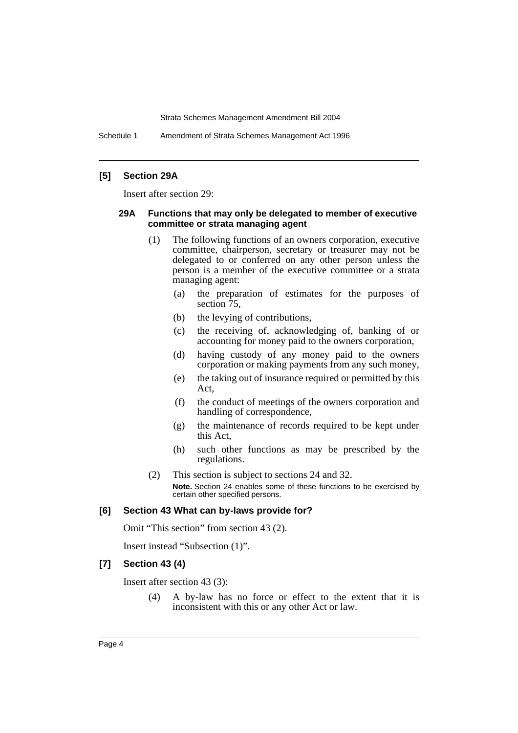**[5] Section 29A**

Insert after section 29:

**29A Functions that may only be delegated to member of executive committee or strata managing agent**

(1) The following functions of an owners corporation, executive committee, chairperson, secretary or treasurer may not be delegated to or conferred on any other person unless the person is a member of the executive committee or a strata managing agent:

(a) the preparation of estimates for the purposes of section 75,

(b) the levying of contributions,

(c) the receiving of, acknowledging of, banking of or accounting for money paid to the owners corporation,

(d) having custody of any money paid to the owners corporation or making payments from any such money,

(e) the taking out of insurance required or permitted by this Act,

(f) the conduct of meetings of the owners corporation and handling of correspondence,

(g) the maintenance of records required to be kept under this Act,

(h) such other functions as may be prescribed by the regulations.

(2) This section is subject to sections 24 and 32.

**Note.** Section 24 enables some of these functions to be exercised by certain other specified persons.

**[6] Section 43 What can by-laws provide for?**

Omit "This section" from section 43 (2).

Insert instead "Subsection (1)".

**[7] Section 43 (4)**

Insert after section 43 (3):

(4) A by-law has no force or effect to the extent that it is inconsistent with this or any other Act or law.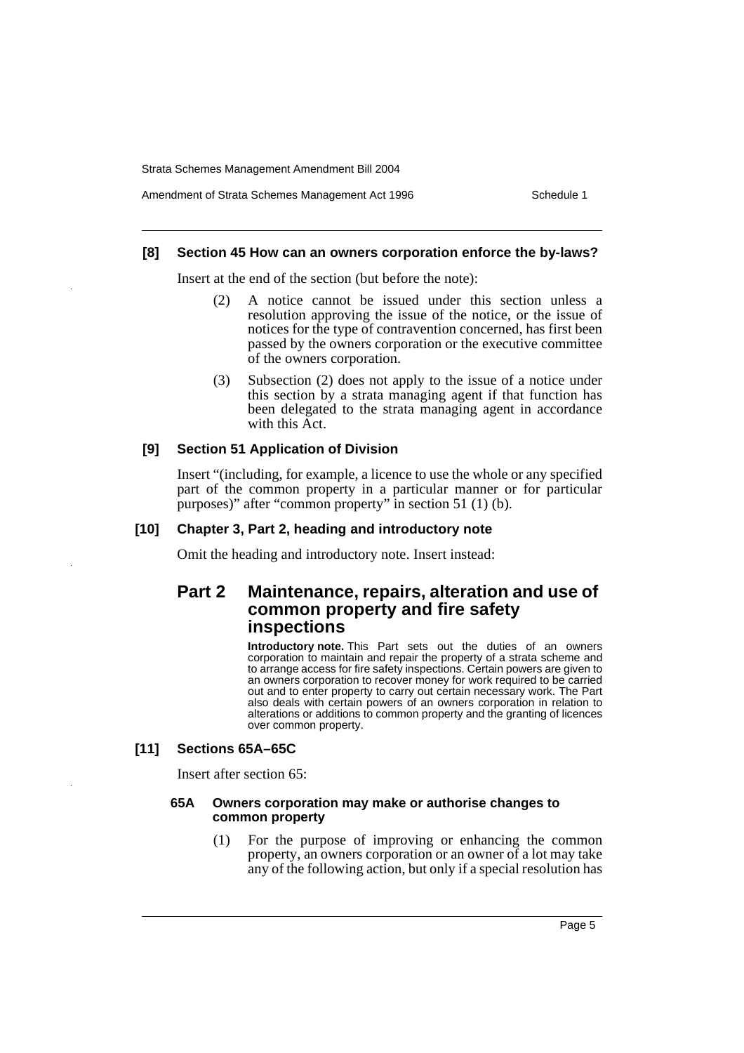### [8] Section 45 How can an owners corporation enforce the by-laws?

Insert at the end of the section (but before the note):

(2) A notice cannot be issued under this section unless a resolution approving the issue of the notice, or the issue of notices for the type of contravention concerned, has first been passed by the owners corporation or the executive committee of the owners corporation.

(3) Subsection (2) does not apply to the issue of a notice under this section by a strata managing agent if that function has been delegated to the strata managing agent in accordance with this Act.

### [9] Section 51 Application of Division

Insert "(including, for example, a licence to use the whole or any specified part of the common property in a particular manner or for particular purposes)" after "common property" in section 51 (1) (b).

### [10] Chapter 3, Part 2, heading and introductory note

Omit the heading and introductory note. Insert instead:

## Part 2 Maintenance, repairs, alteration and use of common property and fire safety inspections

**Introductory note.** This Part sets out the duties of an owners corporation to maintain and repair the property of a strata scheme and to arrange access for fire safety inspections. Certain powers are given to an owners corporation to recover money for work required to be carried out and to enter property to carry out certain necessary work. The Part also deals with certain powers of an owners corporation in relation to alterations or additions to common property and the granting of licences over common property.

### [11] Sections 65A–65C

Insert after section 65:

#### 65A Owners corporation may make or authorise changes to common property

(1) For the purpose of improving or enhancing the common property, an owners corporation or an owner of a lot may take any of the following action, but only if a special resolution has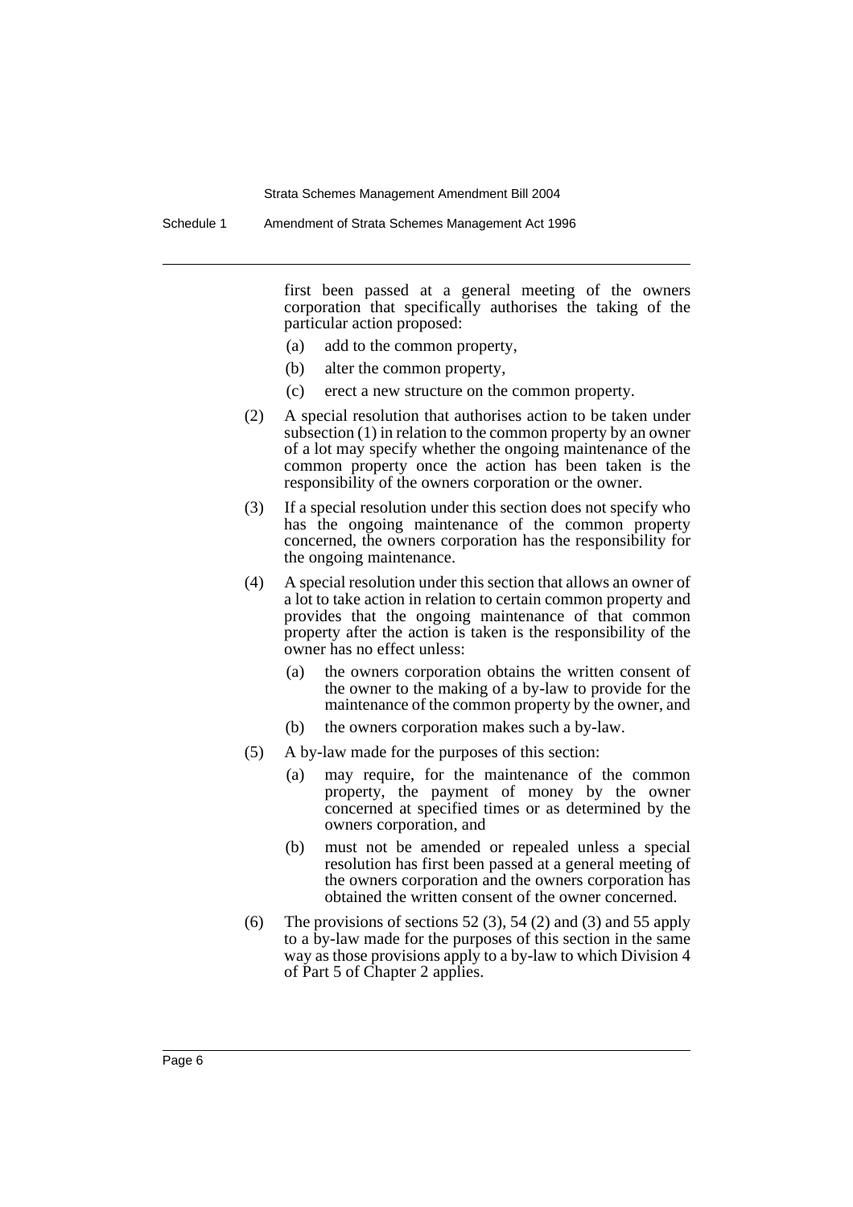first been passed at a general meeting of the owners corporation that specifically authorises the taking of the particular action proposed:

(a) add to the common property,

(b) alter the common property,

(c) erect a new structure on the common property.

(2) A special resolution that authorises action to be taken under subsection (1) in relation to the common property by an owner of a lot may specify whether the ongoing maintenance of the common property once the action has been taken is the responsibility of the owners corporation or the owner.

(3) If a special resolution under this section does not specify who has the ongoing maintenance of the common property concerned, the owners corporation has the responsibility for the ongoing maintenance.

(4) A special resolution under this section that allows an owner of a lot to take action in relation to certain common property and provides that the ongoing maintenance of that common property after the action is taken is the responsibility of the owner has no effect unless:

(a) the owners corporation obtains the written consent of the owner to the making of a by-law to provide for the maintenance of the common property by the owner, and

(b) the owners corporation makes such a by-law.

(5) A by-law made for the purposes of this section:

(a) may require, for the maintenance of the common property, the payment of money by the owner concerned at specified times or as determined by the owners corporation, and

(b) must not be amended or repealed unless a special resolution has first been passed at a general meeting of the owners corporation and the owners corporation has obtained the written consent of the owner concerned.

(6) The provisions of sections 52 (3), 54 (2) and (3) and 55 apply to a by-law made for the purposes of this section in the same way as those provisions apply to a by-law to which Division 4 of Part 5 of Chapter 2 applies.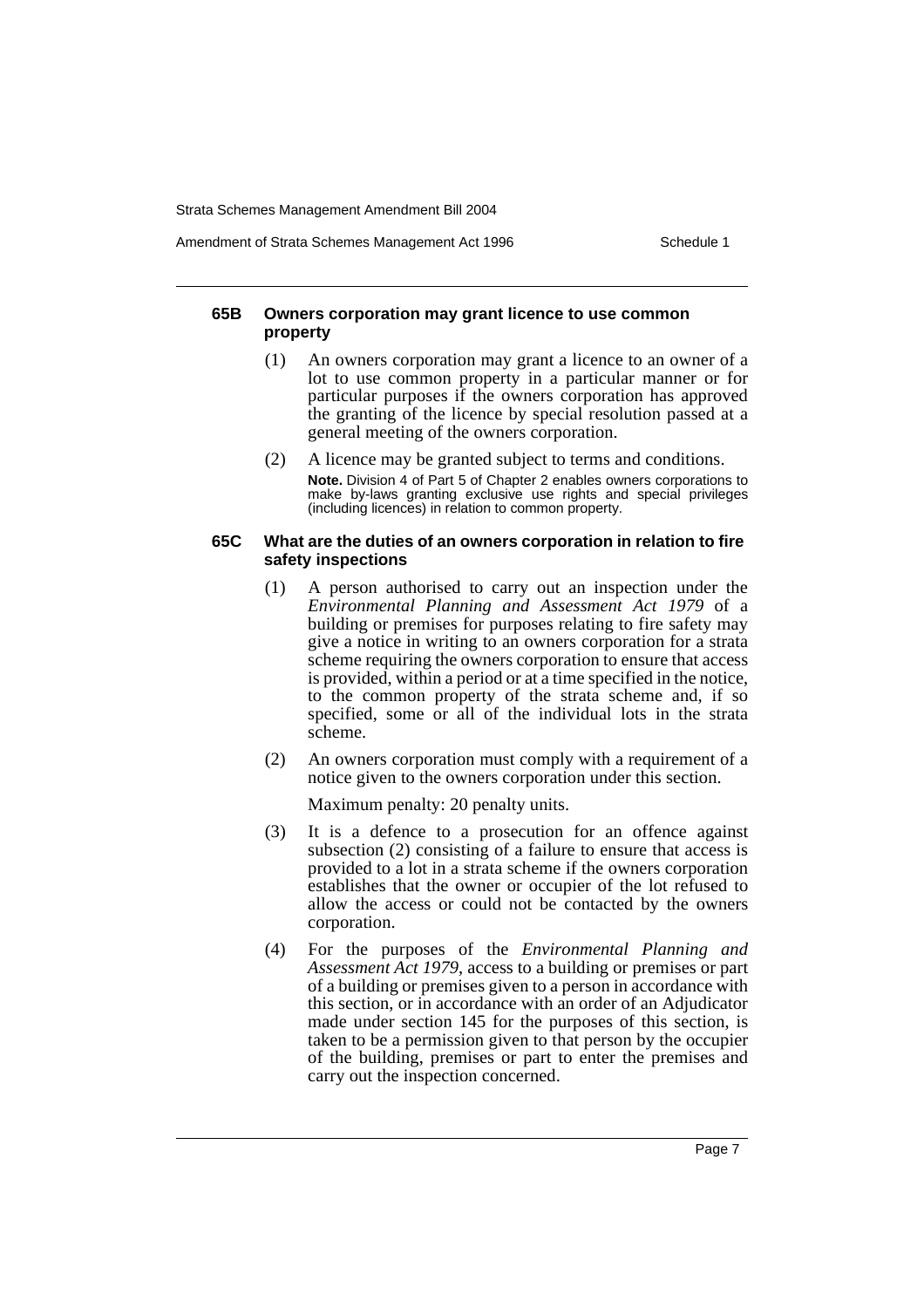#### 65B Owners corporation may grant licence to use common property

(1) An owners corporation may grant a licence to an owner of a lot to use common property in a particular manner or for particular purposes if the owners corporation has approved the granting of the licence by special resolution passed at a general meeting of the owners corporation.

(2) A licence may be granted subject to terms and conditions.

**Note.** Division 4 of Part 5 of Chapter 2 enables owners corporations to make by-laws granting exclusive use rights and special privileges (including licences) in relation to common property.

#### 65C What are the duties of an owners corporation in relation to fire safety inspections

(1) A person authorised to carry out an inspection under the *Environmental Planning and Assessment Act 1979* of a building or premises for purposes relating to fire safety may give a notice in writing to an owners corporation for a strata scheme requiring the owners corporation to ensure that access is provided, within a period or at a time specified in the notice, to the common property of the strata scheme and, if so specified, some or all of the individual lots in the strata scheme.

(2) An owners corporation must comply with a requirement of a notice given to the owners corporation under this section.

Maximum penalty: 20 penalty units.

(3) It is a defence to a prosecution for an offence against subsection (2) consisting of a failure to ensure that access is provided to a lot in a strata scheme if the owners corporation establishes that the owner or occupier of the lot refused to allow the access or could not be contacted by the owners corporation.

(4) For the purposes of the *Environmental Planning and Assessment Act 1979*, access to a building or premises or part of a building or premises given to a person in accordance with this section, or in accordance with an order of an Adjudicator made under section 145 for the purposes of this section, is taken to be a permission given to that person by the occupier of the building, premises or part to enter the premises and carry out the inspection concerned.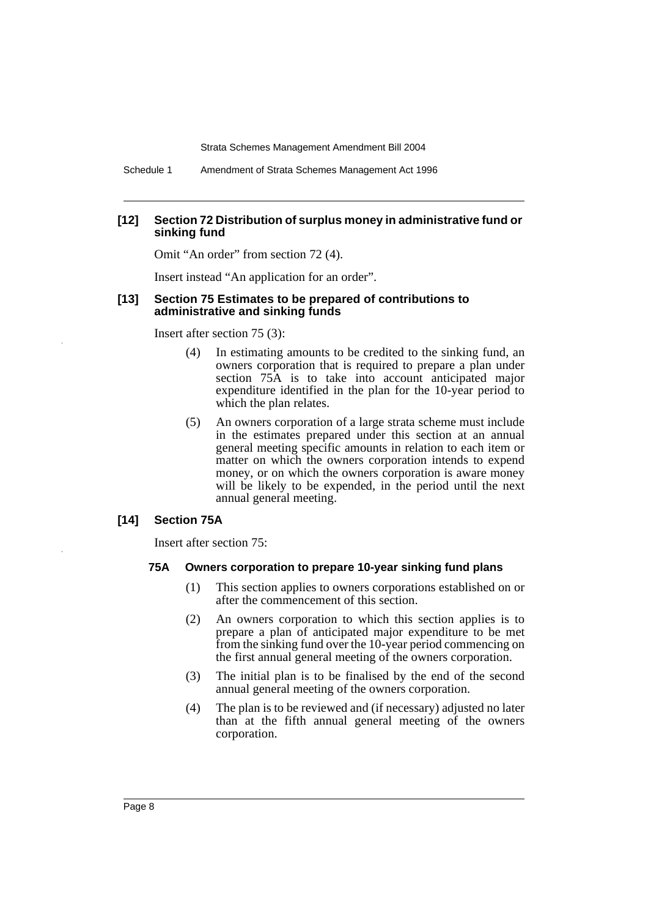**[12] Section 72 Distribution of surplus money in administrative fund or sinking fund**

Omit "An order" from section 72 (4).

Insert instead "An application for an order".

**[13] Section 75 Estimates to be prepared of contributions to administrative and sinking funds**

Insert after section 75 (3):

(4) In estimating amounts to be credited to the sinking fund, an owners corporation that is required to prepare a plan under section 75A is to take into account anticipated major expenditure identified in the plan for the 10-year period to which the plan relates.

(5) An owners corporation of a large strata scheme must include in the estimates prepared under this section at an annual general meeting specific amounts in relation to each item or matter on which the owners corporation intends to expend money, or on which the owners corporation is aware money will be likely to be expended, in the period until the next annual general meeting.

**[14] Section 75A**

Insert after section 75:

**75A Owners corporation to prepare 10-year sinking fund plans**

(1) This section applies to owners corporations established on or after the commencement of this section.

(2) An owners corporation to which this section applies is to prepare a plan of anticipated major expenditure to be met from the sinking fund over the 10-year period commencing on the first annual general meeting of the owners corporation.

(3) The initial plan is to be finalised by the end of the second annual general meeting of the owners corporation.

(4) The plan is to be reviewed and (if necessary) adjusted no later than at the fifth annual general meeting of the owners corporation.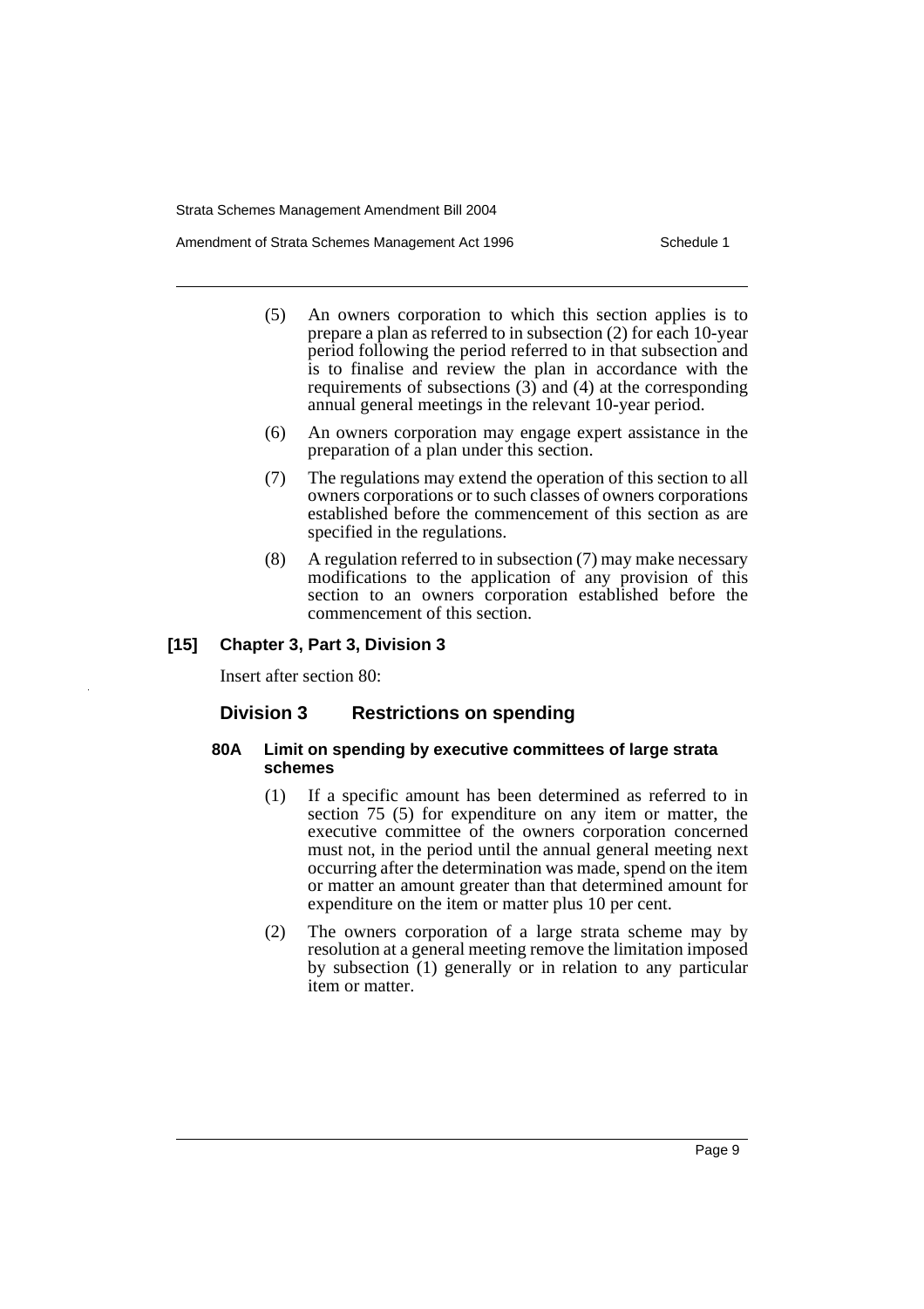(5) An owners corporation to which this section applies is to prepare a plan as referred to in subsection (2) for each 10-year period following the period referred to in that subsection and is to finalise and review the plan in accordance with the requirements of subsections (3) and (4) at the corresponding annual general meetings in the relevant 10-year period.

(6) An owners corporation may engage expert assistance in the preparation of a plan under this section.

(7) The regulations may extend the operation of this section to all owners corporations or to such classes of owners corporations established before the commencement of this section as are specified in the regulations.

(8) A regulation referred to in subsection (7) may make necessary modifications to the application of any provision of this section to an owners corporation established before the commencement of this section.

**[15] Chapter 3, Part 3, Division 3**

Insert after section 80:

## Division 3 Restrictions on spending

#### 80A Limit on spending by executive committees of large strata schemes

(1) If a specific amount has been determined as referred to in section 75 (5) for expenditure on any item or matter, the executive committee of the owners corporation concerned must not, in the period until the annual general meeting next occurring after the determination was made, spend on the item or matter an amount greater than that determined amount for expenditure on the item or matter plus 10 per cent.

(2) The owners corporation of a large strata scheme may by resolution at a general meeting remove the limitation imposed by subsection (1) generally or in relation to any particular item or matter.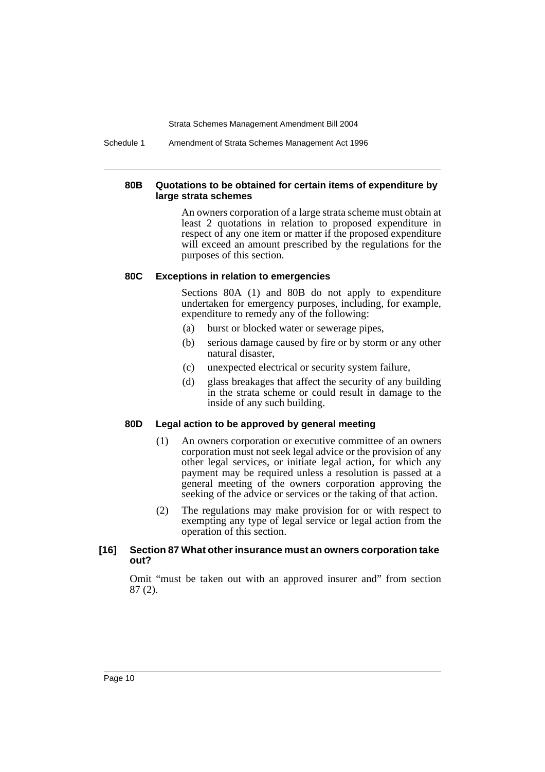#### 80B Quotations to be obtained for certain items of expenditure by large strata schemes

An owners corporation of a large strata scheme must obtain at least 2 quotations in relation to proposed expenditure in respect of any one item or matter if the proposed expenditure will exceed an amount prescribed by the regulations for the purposes of this section.

#### 80C Exceptions in relation to emergencies

Sections 80A (1) and 80B do not apply to expenditure undertaken for emergency purposes, including, for example, expenditure to remedy any of the following:

(a) burst or blocked water or sewerage pipes,

(b) serious damage caused by fire or by storm or any other natural disaster,

(c) unexpected electrical or security system failure,

(d) glass breakages that affect the security of any building in the strata scheme or could result in damage to the inside of any such building.

#### 80D Legal action to be approved by general meeting

(1) An owners corporation or executive committee of an owners corporation must not seek legal advice or the provision of any other legal services, or initiate legal action, for which any payment may be required unless a resolution is passed at a general meeting of the owners corporation approving the seeking of the advice or services or the taking of that action.

(2) The regulations may make provision for or with respect to exempting any type of legal service or legal action from the operation of this section.

#### [16] Section 87 What other insurance must an owners corporation take out?

Omit "must be taken out with an approved insurer and" from section 87 (2).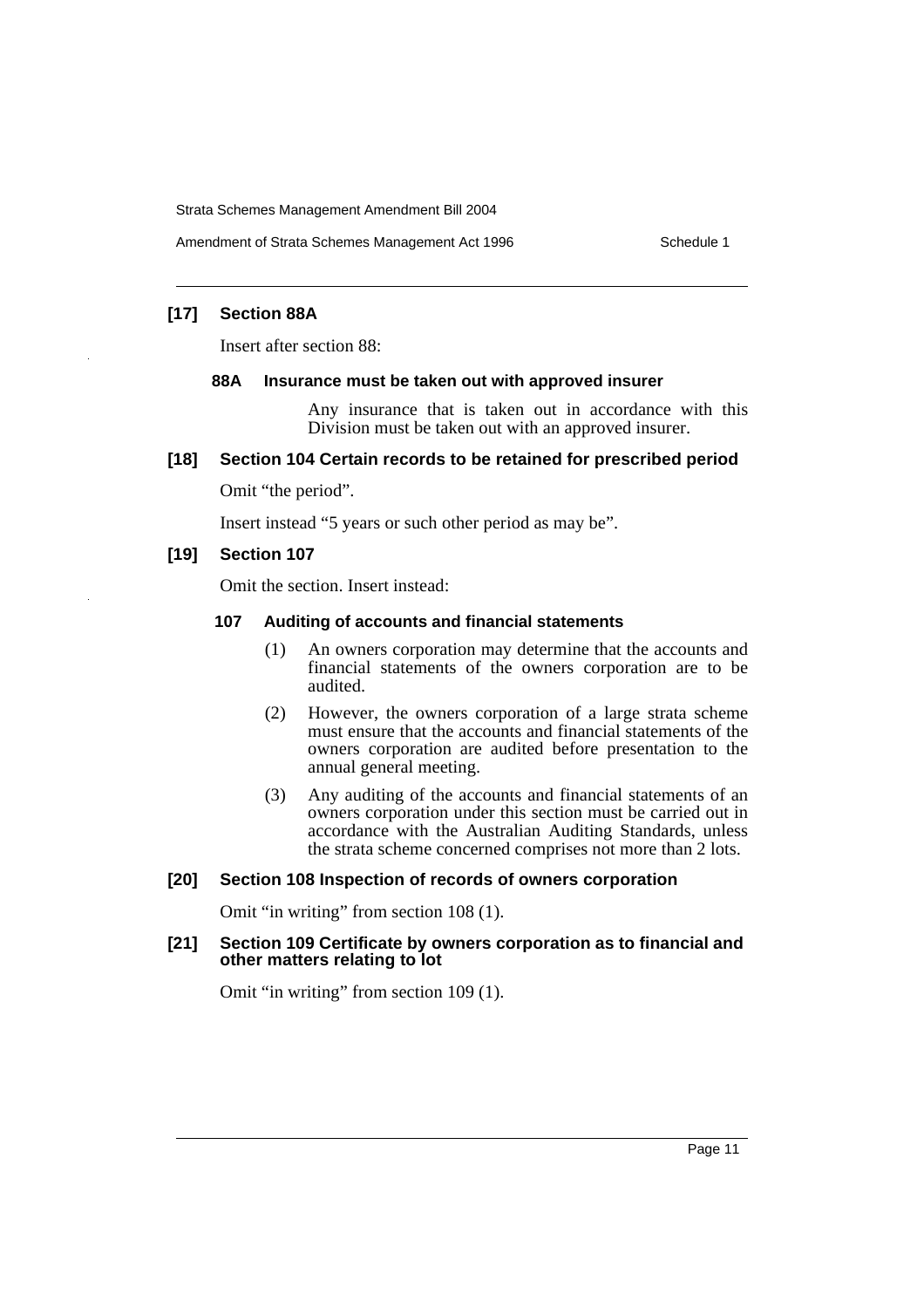### [17] Section 88A

Insert after section 88:

#### 88A Insurance must be taken out with approved insurer

Any insurance that is taken out in accordance with this Division must be taken out with an approved insurer.

### [18] Section 104 Certain records to be retained for prescribed period

Omit "the period".

Insert instead "5 years or such other period as may be".

### [19] Section 107

Omit the section. Insert instead:

#### 107 Auditing of accounts and financial statements

(1) An owners corporation may determine that the accounts and financial statements of the owners corporation are to be audited.

(2) However, the owners corporation of a large strata scheme must ensure that the accounts and financial statements of the owners corporation are audited before presentation to the annual general meeting.

(3) Any auditing of the accounts and financial statements of an owners corporation under this section must be carried out in accordance with the Australian Auditing Standards, unless the strata scheme concerned comprises not more than 2 lots.

### [20] Section 108 Inspection of records of owners corporation

Omit "in writing" from section 108 (1).

### [21] Section 109 Certificate by owners corporation as to financial and other matters relating to lot

Omit "in writing" from section 109 (1).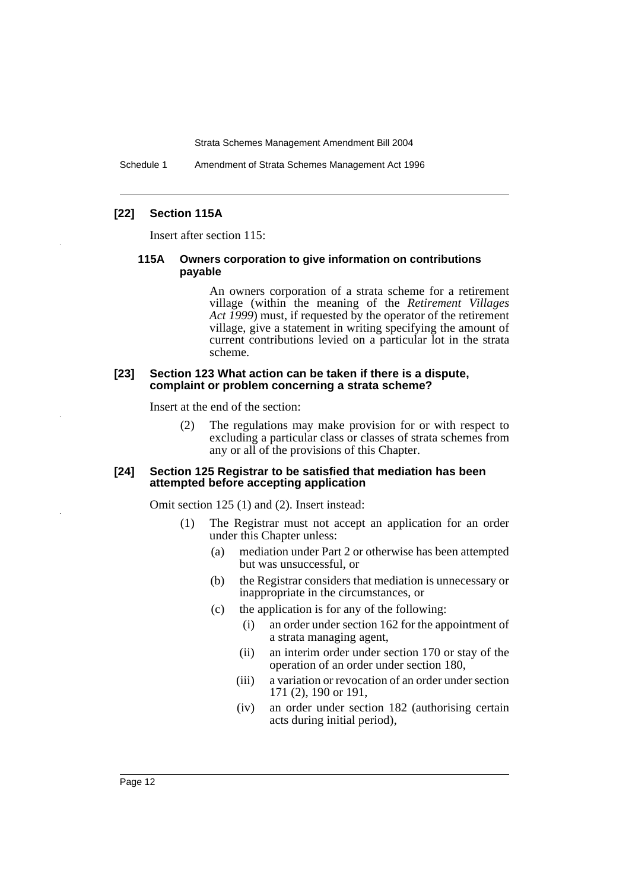### [22] Section 115A

Insert after section 115:

#### 115A Owners corporation to give information on contributions payable

An owners corporation of a strata scheme for a retirement village (within the meaning of the *Retirement Villages Act 1999*) must, if requested by the operator of the retirement village, give a statement in writing specifying the amount of current contributions levied on a particular lot in the strata scheme.

### [23] Section 123 What action can be taken if there is a dispute, complaint or problem concerning a strata scheme?

Insert at the end of the section:

(2) The regulations may make provision for or with respect to excluding a particular class or classes of strata schemes from any or all of the provisions of this Chapter.

### [24] Section 125 Registrar to be satisfied that mediation has been attempted before accepting application

Omit section 125 (1) and (2). Insert instead:

(1) The Registrar must not accept an application for an order under this Chapter unless:

- (a) mediation under Part 2 or otherwise has been attempted but was unsuccessful, or
- (b) the Registrar considers that mediation is unnecessary or inappropriate in the circumstances, or
- (c) the application is for any of the following:
  - (i) an order under section 162 for the appointment of a strata managing agent,
  - (ii) an interim order under section 170 or stay of the operation of an order under section 180,
  - (iii) a variation or revocation of an order under section 171 (2), 190 or 191,
  - (iv) an order under section 182 (authorising certain acts during initial period),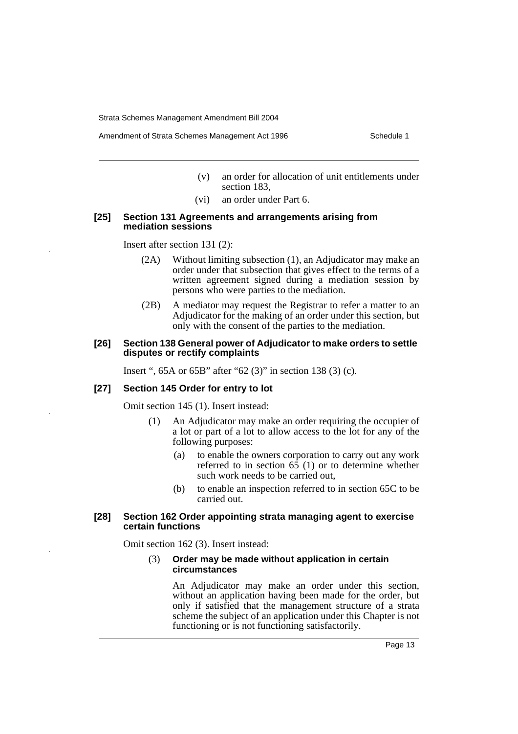(v) an order for allocation of unit entitlements under section 183,

(vi) an order under Part 6.

#### [25] Section 131 Agreements and arrangements arising from mediation sessions

Insert after section 131 (2):

(2A) Without limiting subsection (1), an Adjudicator may make an order under that subsection that gives effect to the terms of a written agreement signed during a mediation session by persons who were parties to the mediation.

(2B) A mediator may request the Registrar to refer a matter to an Adjudicator for the making of an order under this section, but only with the consent of the parties to the mediation.

#### [26] Section 138 General power of Adjudicator to make orders to settle disputes or rectify complaints

Insert ", 65A or 65B" after "62 (3)" in section 138 (3) (c).

#### [27] Section 145 Order for entry to lot

Omit section 145 (1). Insert instead:

(1) An Adjudicator may make an order requiring the occupier of a lot or part of a lot to allow access to the lot for any of the following purposes:

(a) to enable the owners corporation to carry out any work referred to in section 65 (1) or to determine whether such work needs to be carried out,

(b) to enable an inspection referred to in section 65C to be carried out.

#### [28] Section 162 Order appointing strata managing agent to exercise certain functions

Omit section 162 (3). Insert instead:

(3) **Order may be made without application in certain circumstances**

An Adjudicator may make an order under this section, without an application having been made for the order, but only if satisfied that the management structure of a strata scheme the subject of an application under this Chapter is not functioning or is not functioning satisfactorily.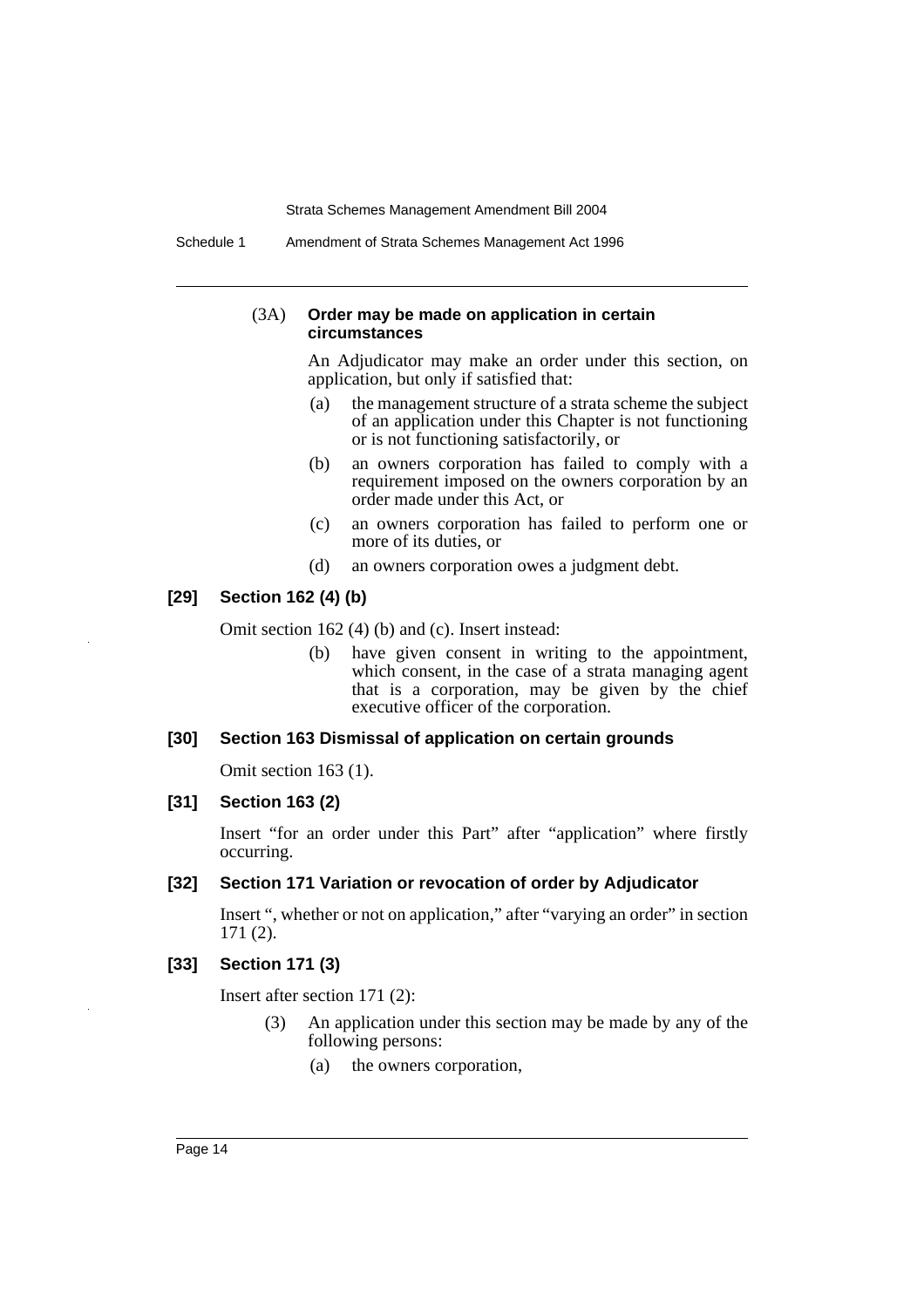(3A) **Order may be made on application in certain circumstances**

An Adjudicator may make an order under this section, on application, but only if satisfied that:

- (a) the management structure of a strata scheme the subject of an application under this Chapter is not functioning or is not functioning satisfactorily, or
- (b) an owners corporation has failed to comply with a requirement imposed on the owners corporation by an order made under this Act, or
- (c) an owners corporation has failed to perform one or more of its duties, or
- (d) an owners corporation owes a judgment debt.

### [29] Section 162 (4) (b)

Omit section 162 (4) (b) and (c). Insert instead:

- (b) have given consent in writing to the appointment, which consent, in the case of a strata managing agent that is a corporation, may be given by the chief executive officer of the corporation.

### [30] Section 163 Dismissal of application on certain grounds

Omit section 163 (1).

### [31] Section 163 (2)

Insert "for an order under this Part" after "application" where firstly occurring.

### [32] Section 171 Variation or revocation of order by Adjudicator

Insert ", whether or not on application," after "varying an order" in section 171 (2).

### [33] Section 171 (3)

Insert after section 171 (2):

(3) An application under this section may be made by any of the following persons:

- (a) the owners corporation,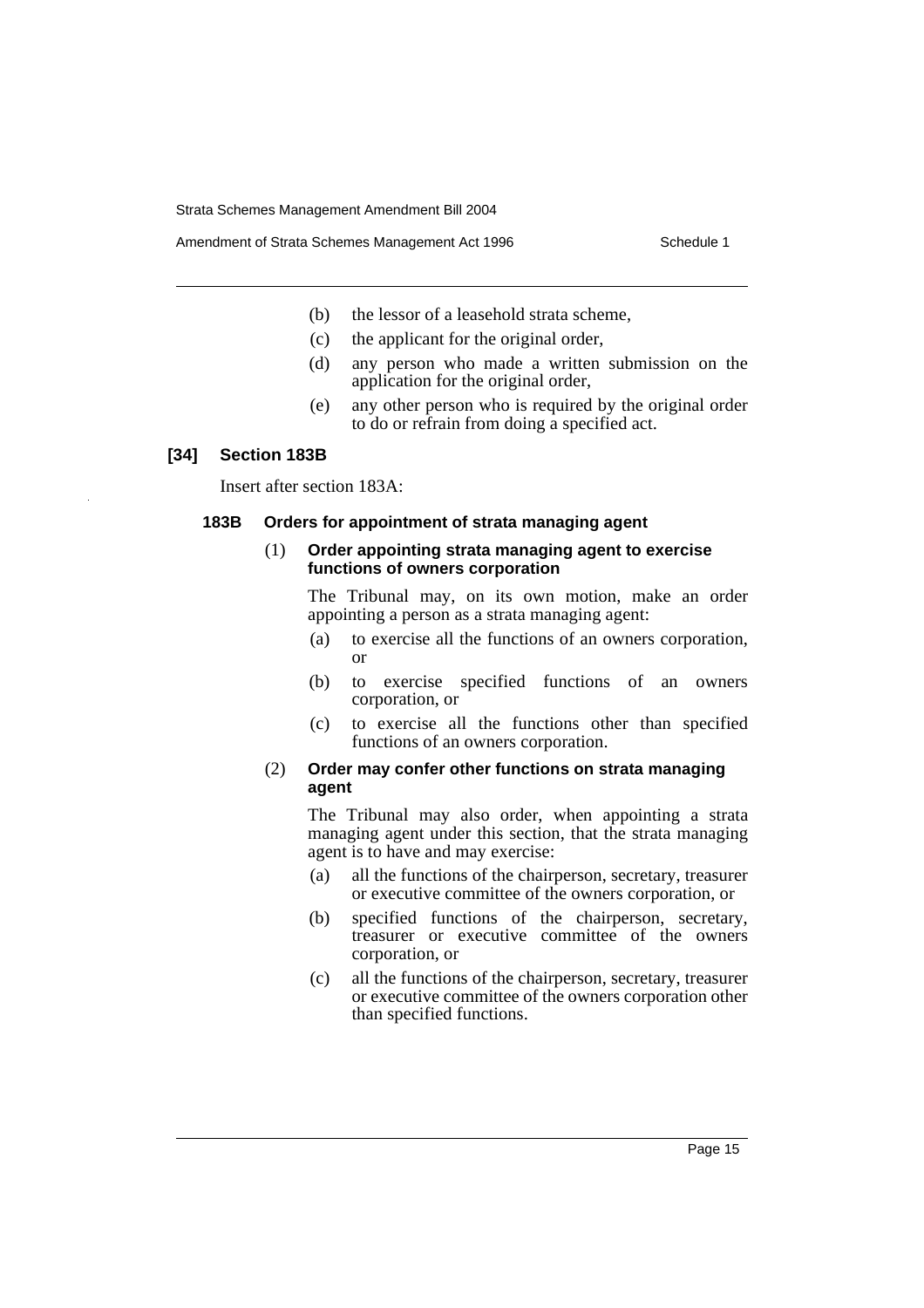(b) the lessor of a leasehold strata scheme,

(c) the applicant for the original order,

(d) any person who made a written submission on the application for the original order,

(e) any other person who is required by the original order to do or refrain from doing a specified act.

### [34] Section 183B

Insert after section 183A:

#### 183B Orders for appointment of strata managing agent

(1) **Order appointing strata managing agent to exercise functions of owners corporation**

The Tribunal may, on its own motion, make an order appointing a person as a strata managing agent:

(a) to exercise all the functions of an owners corporation, or

(b) to exercise specified functions of an owners corporation, or

(c) to exercise all the functions other than specified functions of an owners corporation.

(2) **Order may confer other functions on strata managing agent**

The Tribunal may also order, when appointing a strata managing agent under this section, that the strata managing agent is to have and may exercise:

(a) all the functions of the chairperson, secretary, treasurer or executive committee of the owners corporation, or

(b) specified functions of the chairperson, secretary, treasurer or executive committee of the owners corporation, or

(c) all the functions of the chairperson, secretary, treasurer or executive committee of the owners corporation other than specified functions.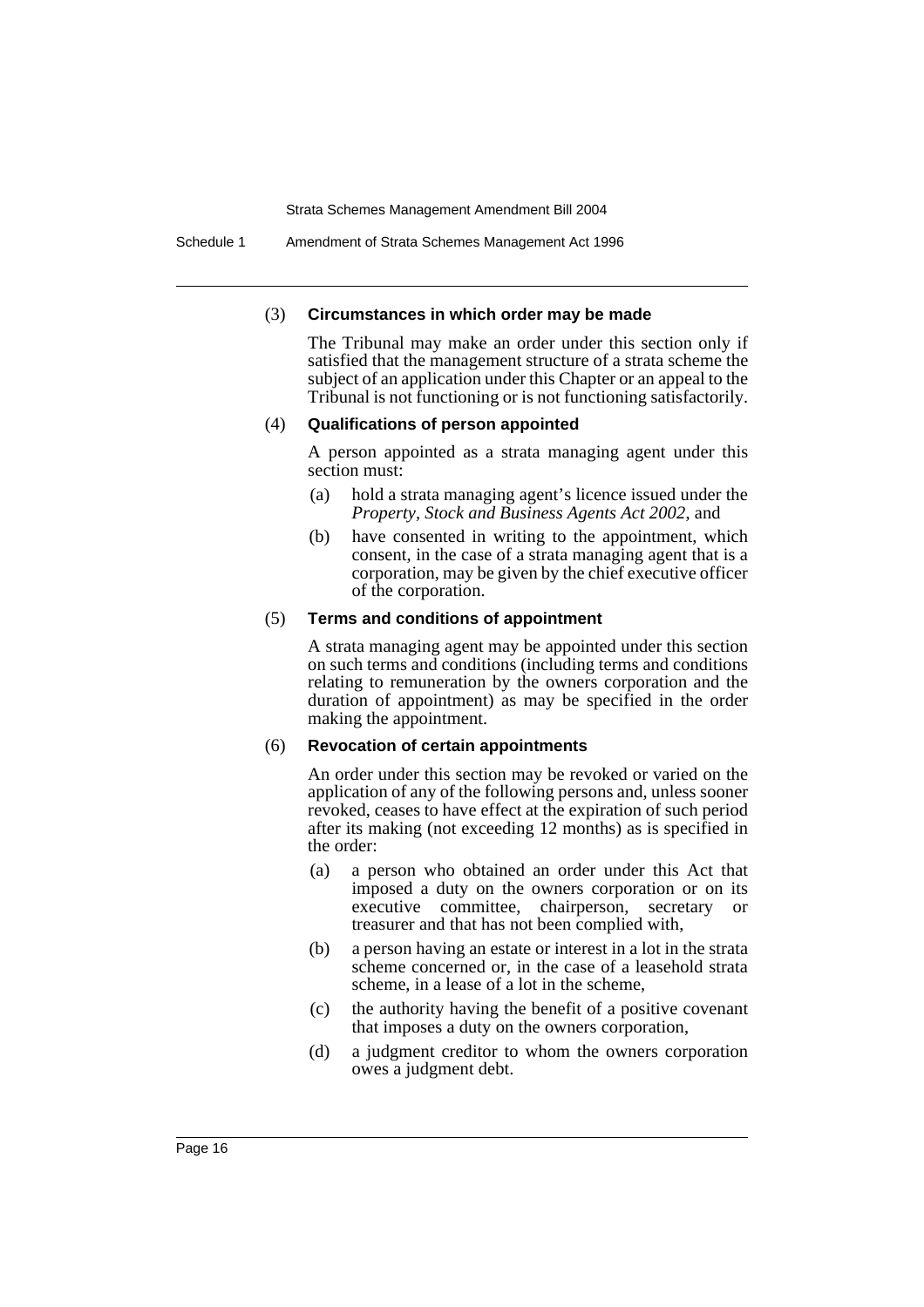(3) **Circumstances in which order may be made**

The Tribunal may make an order under this section only if satisfied that the management structure of a strata scheme the subject of an application under this Chapter or an appeal to the Tribunal is not functioning or is not functioning satisfactorily.

(4) **Qualifications of person appointed**

A person appointed as a strata managing agent under this section must:

- (a) hold a strata managing agent's licence issued under the *Property, Stock and Business Agents Act 2002*, and
- (b) have consented in writing to the appointment, which consent, in the case of a strata managing agent that is a corporation, may be given by the chief executive officer of the corporation.

(5) **Terms and conditions of appointment**

A strata managing agent may be appointed under this section on such terms and conditions (including terms and conditions relating to remuneration by the owners corporation and the duration of appointment) as may be specified in the order making the appointment.

(6) **Revocation of certain appointments**

An order under this section may be revoked or varied on the application of any of the following persons and, unless sooner revoked, ceases to have effect at the expiration of such period after its making (not exceeding 12 months) as is specified in the order:

- (a) a person who obtained an order under this Act that imposed a duty on the owners corporation or on its executive committee, chairperson, secretary or treasurer and that has not been complied with,
- (b) a person having an estate or interest in a lot in the strata scheme concerned or, in the case of a leasehold strata scheme, in a lease of a lot in the scheme,
- (c) the authority having the benefit of a positive covenant that imposes a duty on the owners corporation,
- (d) a judgment creditor to whom the owners corporation owes a judgment debt.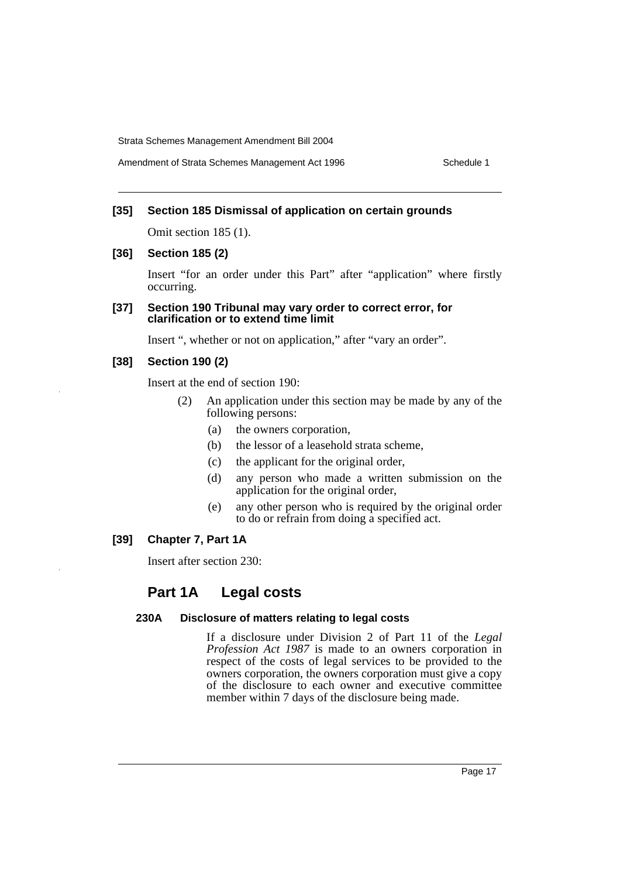**[35] Section 185 Dismissal of application on certain grounds**

Omit section 185 (1).

**[36] Section 185 (2)**

Insert "for an order under this Part" after "application" where firstly occurring.

**[37] Section 190 Tribunal may vary order to correct error, for clarification or to extend time limit**

Insert ", whether or not on application," after "vary an order".

**[38] Section 190 (2)**

Insert at the end of section 190:

(2) An application under this section may be made by any of the following persons:

- (a) the owners corporation,
- (b) the lessor of a leasehold strata scheme,
- (c) the applicant for the original order,
- (d) any person who made a written submission on the application for the original order,
- (e) any other person who is required by the original order to do or refrain from doing a specified act.

**[39] Chapter 7, Part 1A**

Insert after section 230:

## Part 1A Legal costs

**230A Disclosure of matters relating to legal costs**

If a disclosure under Division 2 of Part 11 of the *Legal Profession Act 1987* is made to an owners corporation in respect of the costs of legal services to be provided to the owners corporation, the owners corporation must give a copy of the disclosure to each owner and executive committee member within 7 days of the disclosure being made.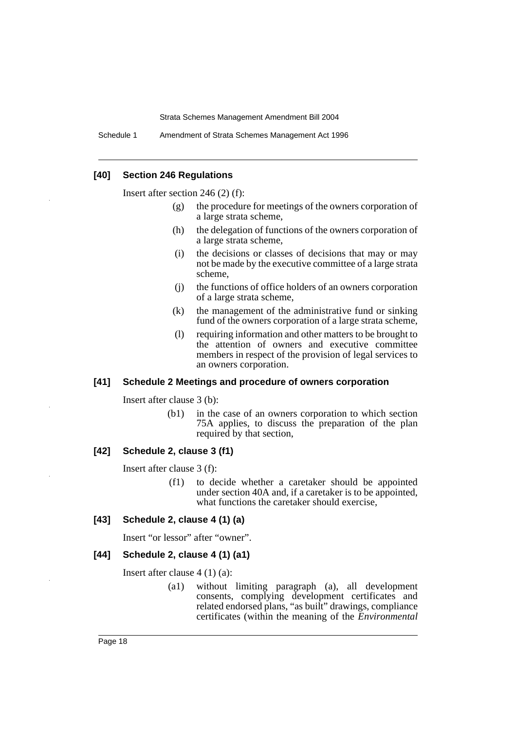### [40] Section 246 Regulations

Insert after section 246 (2) (f):

- (g) the procedure for meetings of the owners corporation of a large strata scheme,
- (h) the delegation of functions of the owners corporation of a large strata scheme,
- (i) the decisions or classes of decisions that may or may not be made by the executive committee of a large strata scheme,
- (j) the functions of office holders of an owners corporation of a large strata scheme,
- (k) the management of the administrative fund or sinking fund of the owners corporation of a large strata scheme,
- (l) requiring information and other matters to be brought to the attention of owners and executive committee members in respect of the provision of legal services to an owners corporation.

### [41] Schedule 2 Meetings and procedure of owners corporation

Insert after clause 3 (b):

- (b1) in the case of an owners corporation to which section 75A applies, to discuss the preparation of the plan required by that section,

### [42] Schedule 2, clause 3 (f1)

Insert after clause 3 (f):

- (f1) to decide whether a caretaker should be appointed under section 40A and, if a caretaker is to be appointed, what functions the caretaker should exercise,

### [43] Schedule 2, clause 4 (1) (a)

Insert "or lessor" after "owner".

### [44] Schedule 2, clause 4 (1) (a1)

Insert after clause 4 (1) (a):

- (a1) without limiting paragraph (a), all development consents, complying development certificates and related endorsed plans, "as built" drawings, compliance certificates (within the meaning of the *Environmental*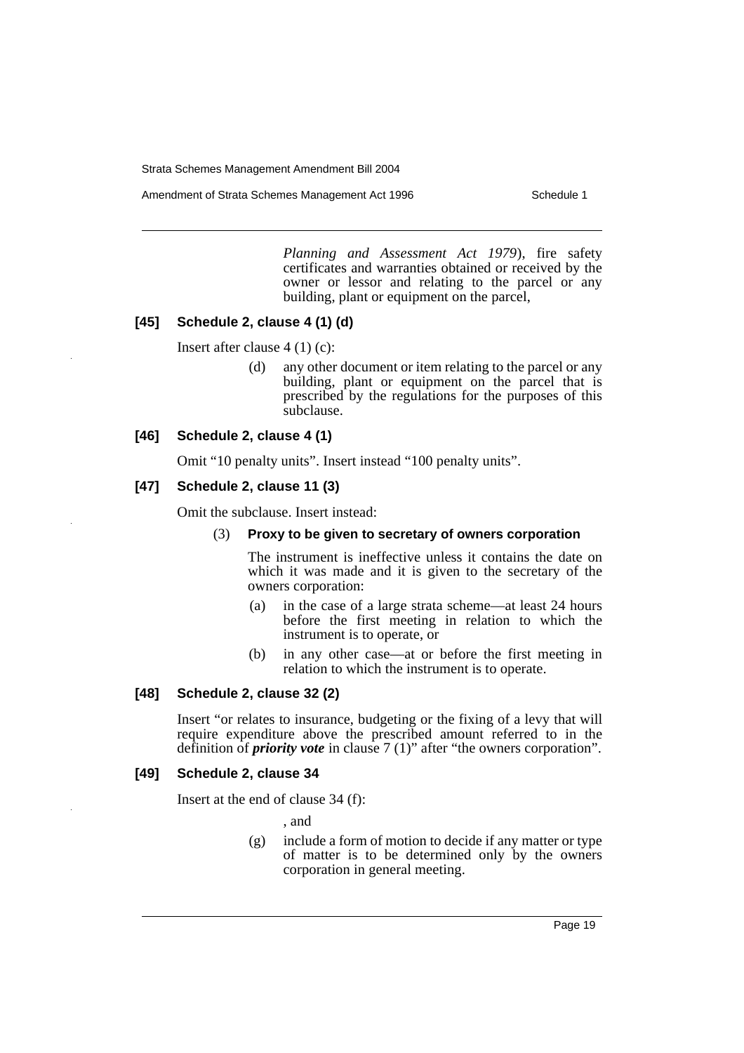*Planning and Assessment Act 1979*), fire safety certificates and warranties obtained or received by the owner or lessor and relating to the parcel or any building, plant or equipment on the parcel,

### [45] Schedule 2, clause 4 (1) (d)

Insert after clause 4 (1) (c):

(d) any other document or item relating to the parcel or any building, plant or equipment on the parcel that is prescribed by the regulations for the purposes of this subclause.

### [46] Schedule 2, clause 4 (1)

Omit "10 penalty units". Insert instead "100 penalty units".

### [47] Schedule 2, clause 11 (3)

Omit the subclause. Insert instead:

(3) **Proxy to be given to secretary of owners corporation**

The instrument is ineffective unless it contains the date on which it was made and it is given to the secretary of the owners corporation:

(a) in the case of a large strata scheme—at least 24 hours before the first meeting in relation to which the instrument is to operate, or

(b) in any other case—at or before the first meeting in relation to which the instrument is to operate.

### [48] Schedule 2, clause 32 (2)

Insert "or relates to insurance, budgeting or the fixing of a levy that will require expenditure above the prescribed amount referred to in the definition of ***priority vote*** in clause 7 (1)" after "the owners corporation".

### [49] Schedule 2, clause 34

Insert at the end of clause 34 (f):

, and

(g) include a form of motion to decide if any matter or type of matter is to be determined only by the owners corporation in general meeting.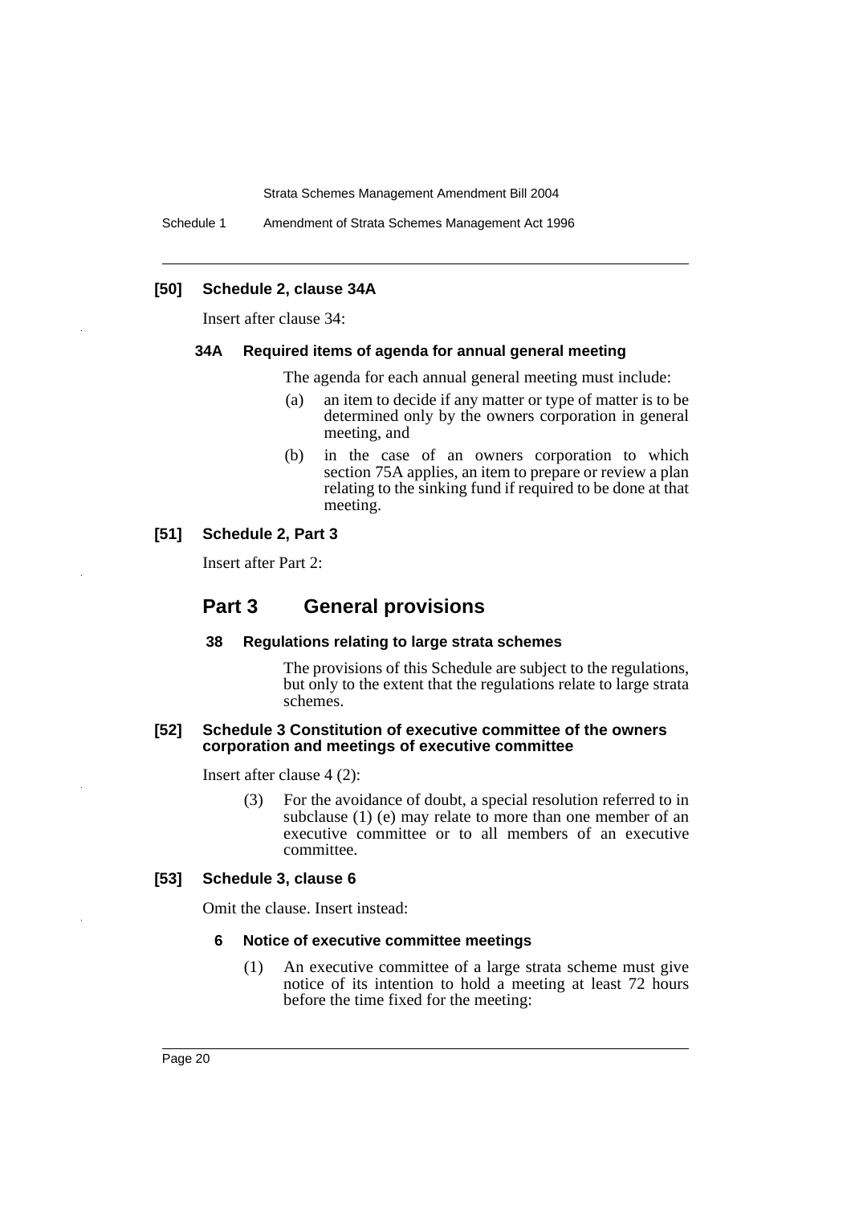**[50] Schedule 2, clause 34A**

Insert after clause 34:

**34A Required items of agenda for annual general meeting**

The agenda for each annual general meeting must include:

- (a) an item to decide if any matter or type of matter is to be determined only by the owners corporation in general meeting, and
- (b) in the case of an owners corporation to which section 75A applies, an item to prepare or review a plan relating to the sinking fund if required to be done at that meeting.

**[51] Schedule 2, Part 3**

Insert after Part 2:

## Part 3 General provisions

**38 Regulations relating to large strata schemes**

The provisions of this Schedule are subject to the regulations, but only to the extent that the regulations relate to large strata schemes.

**[52] Schedule 3 Constitution of executive committee of the owners corporation and meetings of executive committee**

Insert after clause 4 (2):

(3) For the avoidance of doubt, a special resolution referred to in subclause (1) (e) may relate to more than one member of an executive committee or to all members of an executive committee.

**[53] Schedule 3, clause 6**

Omit the clause. Insert instead:

**6 Notice of executive committee meetings**

(1) An executive committee of a large strata scheme must give notice of its intention to hold a meeting at least 72 hours before the time fixed for the meeting: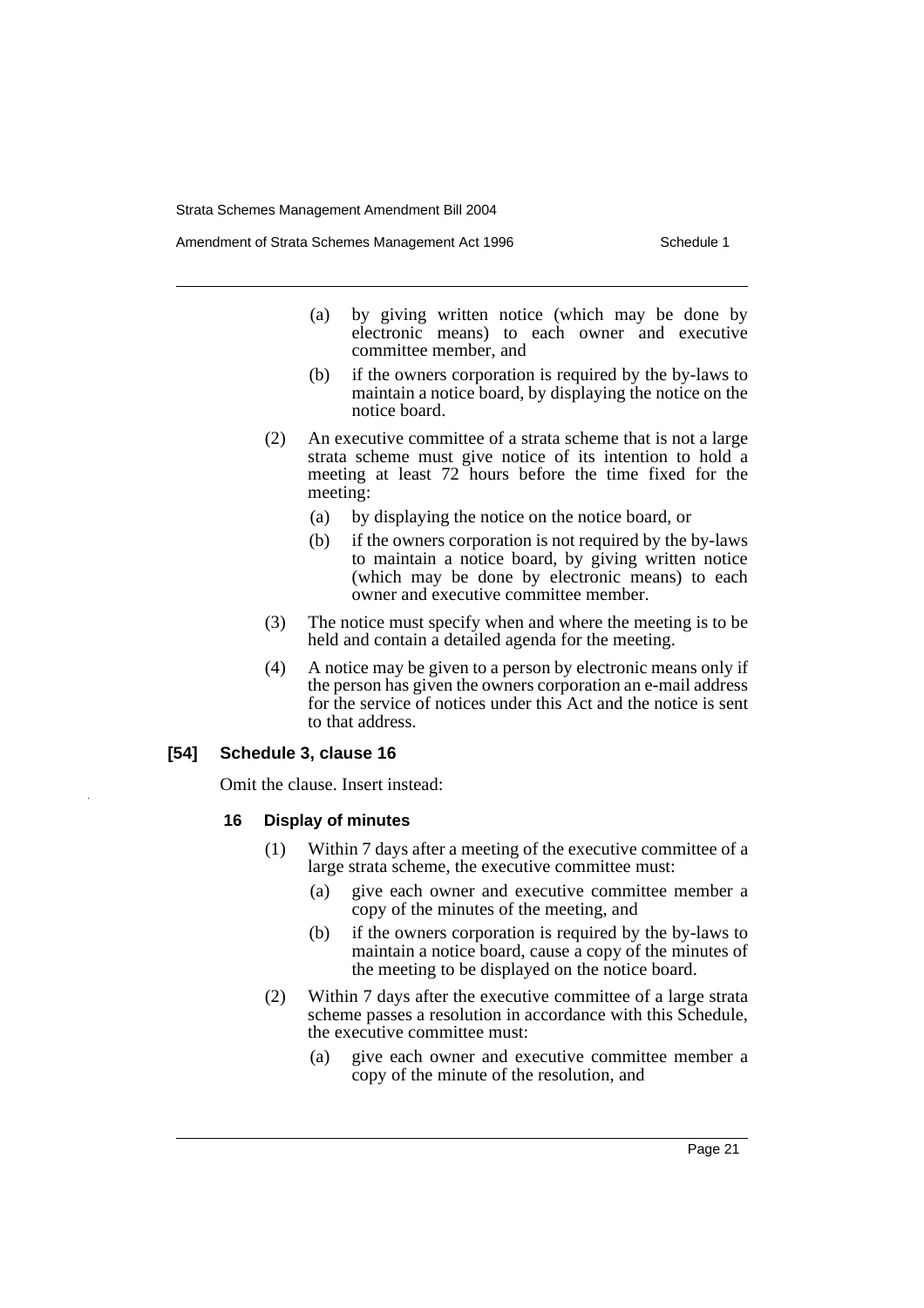(a) by giving written notice (which may be done by electronic means) to each owner and executive committee member, and

(b) if the owners corporation is required by the by-laws to maintain a notice board, by displaying the notice on the notice board.

(2) An executive committee of a strata scheme that is not a large strata scheme must give notice of its intention to hold a meeting at least 72 hours before the time fixed for the meeting:

(a) by displaying the notice on the notice board, or

(b) if the owners corporation is not required by the by-laws to maintain a notice board, by giving written notice (which may be done by electronic means) to each owner and executive committee member.

(3) The notice must specify when and where the meeting is to be held and contain a detailed agenda for the meeting.

(4) A notice may be given to a person by electronic means only if the person has given the owners corporation an e-mail address for the service of notices under this Act and the notice is sent to that address.

### [54] Schedule 3, clause 16

Omit the clause. Insert instead:

#### 16 Display of minutes

(1) Within 7 days after a meeting of the executive committee of a large strata scheme, the executive committee must:

(a) give each owner and executive committee member a copy of the minutes of the meeting, and

(b) if the owners corporation is required by the by-laws to maintain a notice board, cause a copy of the minutes of the meeting to be displayed on the notice board.

(2) Within 7 days after the executive committee of a large strata scheme passes a resolution in accordance with this Schedule, the executive committee must:

(a) give each owner and executive committee member a copy of the minute of the resolution, and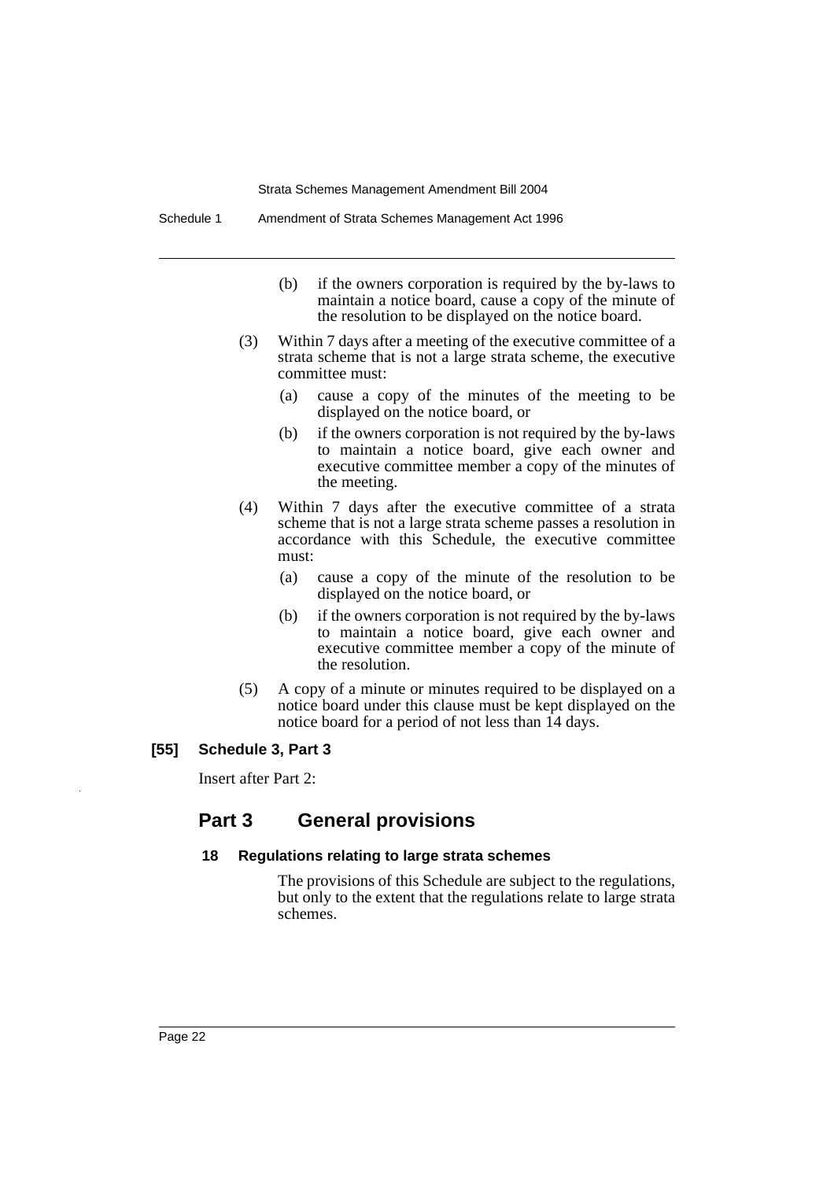(b) if the owners corporation is required by the by-laws to maintain a notice board, cause a copy of the minute of the resolution to be displayed on the notice board.

(3) Within 7 days after a meeting of the executive committee of a strata scheme that is not a large strata scheme, the executive committee must:

(a) cause a copy of the minutes of the meeting to be displayed on the notice board, or

(b) if the owners corporation is not required by the by-laws to maintain a notice board, give each owner and executive committee member a copy of the minutes of the meeting.

(4) Within 7 days after the executive committee of a strata scheme that is not a large strata scheme passes a resolution in accordance with this Schedule, the executive committee must:

(a) cause a copy of the minute of the resolution to be displayed on the notice board, or

(b) if the owners corporation is not required by the by-laws to maintain a notice board, give each owner and executive committee member a copy of the minute of the resolution.

(5) A copy of a minute or minutes required to be displayed on a notice board under this clause must be kept displayed on the notice board for a period of not less than 14 days.

**[55] Schedule 3, Part 3**

Insert after Part 2:

## Part 3 General provisions

### 18 Regulations relating to large strata schemes

The provisions of this Schedule are subject to the regulations, but only to the extent that the regulations relate to large strata schemes.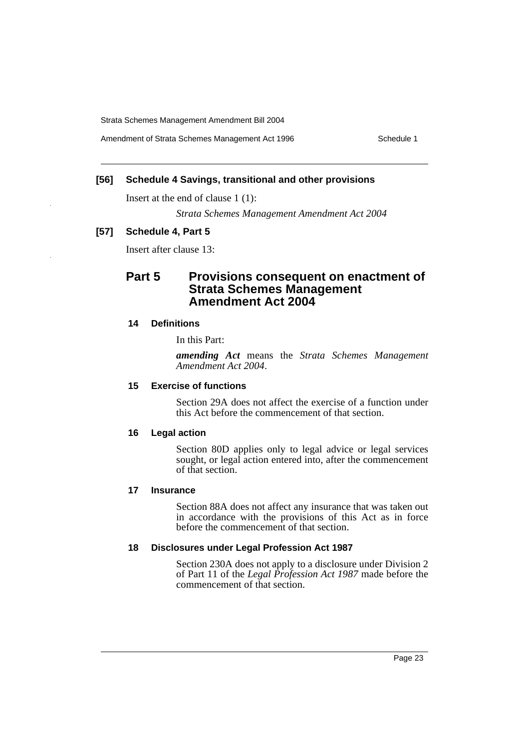**[56] Schedule 4 Savings, transitional and other provisions**

Insert at the end of clause 1 (1):

*Strata Schemes Management Amendment Act 2004*

**[57] Schedule 4, Part 5**

Insert after clause 13:

## Part 5 Provisions consequent on enactment of Strata Schemes Management Amendment Act 2004

### 14 Definitions

In this Part:

***amending Act*** means the *Strata Schemes Management Amendment Act 2004*.

### 15 Exercise of functions

Section 29A does not affect the exercise of a function under this Act before the commencement of that section.

### 16 Legal action

Section 80D applies only to legal advice or legal services sought, or legal action entered into, after the commencement of that section.

### 17 Insurance

Section 88A does not affect any insurance that was taken out in accordance with the provisions of this Act as in force before the commencement of that section.

### 18 Disclosures under Legal Profession Act 1987

Section 230A does not apply to a disclosure under Division 2 of Part 11 of the *Legal Profession Act 1987* made before the commencement of that section.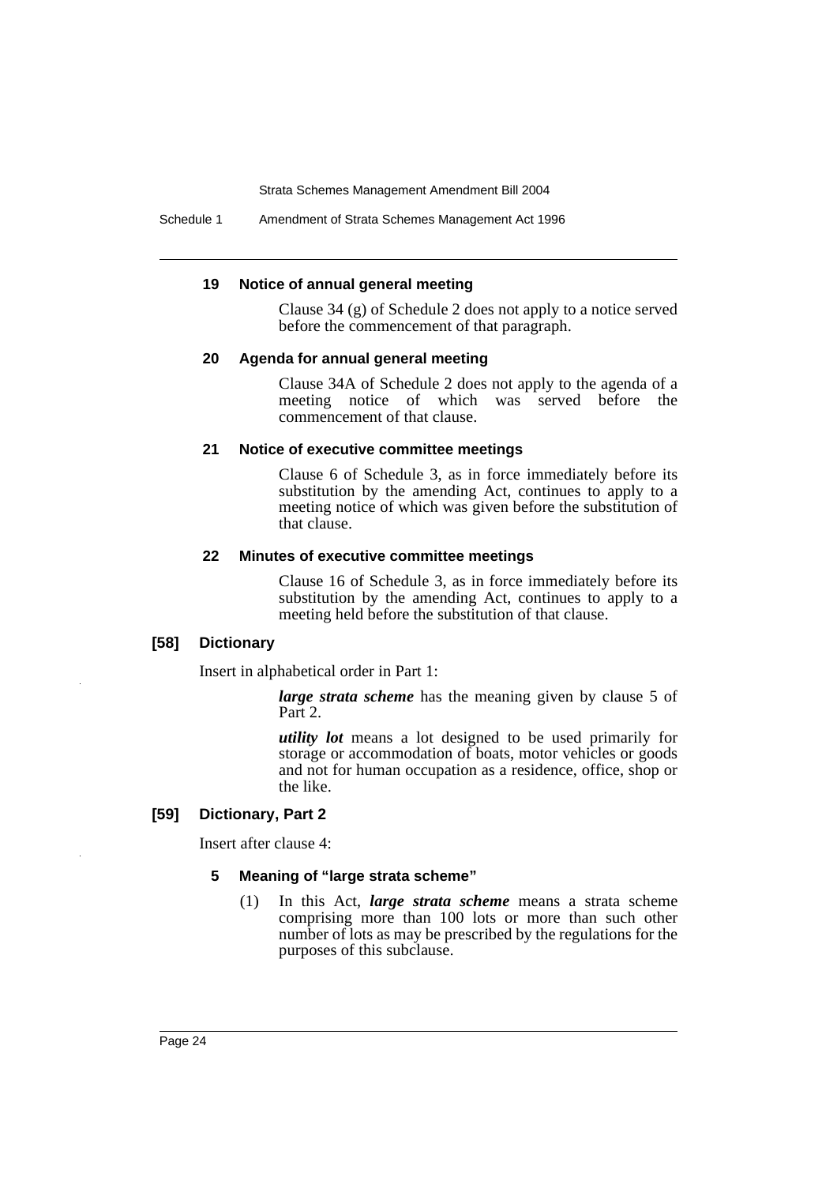#### 19 Notice of annual general meeting

Clause 34 (g) of Schedule 2 does not apply to a notice served before the commencement of that paragraph.

#### 20 Agenda for annual general meeting

Clause 34A of Schedule 2 does not apply to the agenda of a meeting notice of which was served before the commencement of that clause.

#### 21 Notice of executive committee meetings

Clause 6 of Schedule 3, as in force immediately before its substitution by the amending Act, continues to apply to a meeting notice of which was given before the substitution of that clause.

#### 22 Minutes of executive committee meetings

Clause 16 of Schedule 3, as in force immediately before its substitution by the amending Act, continues to apply to a meeting held before the substitution of that clause.

### [58] Dictionary

Insert in alphabetical order in Part 1:

***large strata scheme*** has the meaning given by clause 5 of Part 2.

***utility lot*** means a lot designed to be used primarily for storage or accommodation of boats, motor vehicles or goods and not for human occupation as a residence, office, shop or the like.

### [59] Dictionary, Part 2

Insert after clause 4:

#### 5 Meaning of "large strata scheme"

(1) In this Act, ***large strata scheme*** means a strata scheme comprising more than 100 lots or more than such other number of lots as may be prescribed by the regulations for the purposes of this subclause.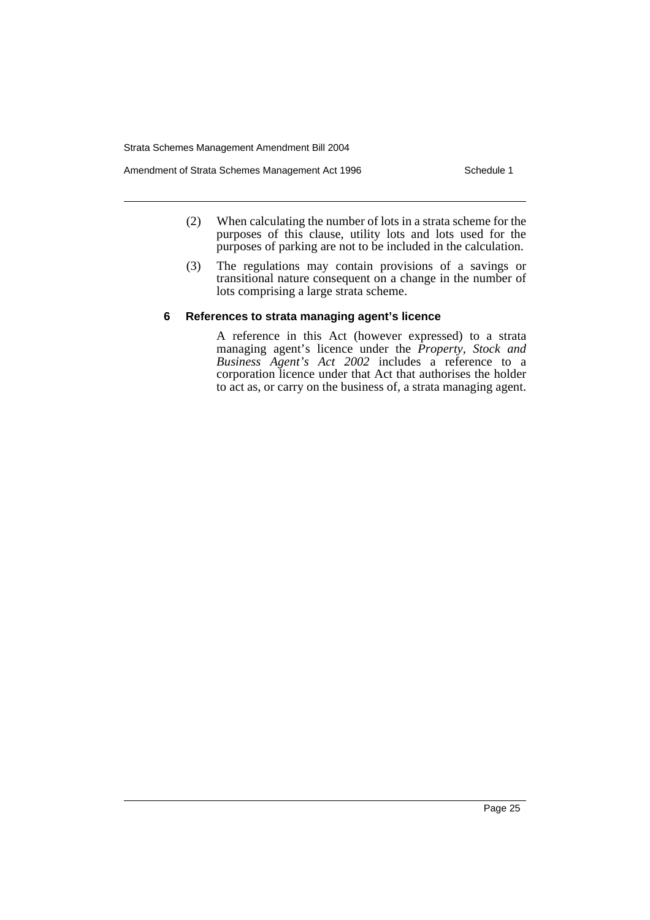(2) When calculating the number of lots in a strata scheme for the purposes of this clause, utility lots and lots used for the purposes of parking are not to be included in the calculation.

(3) The regulations may contain provisions of a savings or transitional nature consequent on a change in the number of lots comprising a large strata scheme.

### 6 References to strata managing agent's licence

A reference in this Act (however expressed) to a strata managing agent's licence under the *Property, Stock and Business Agent's Act 2002* includes a reference to a corporation licence under that Act that authorises the holder to act as, or carry on the business of, a strata managing agent.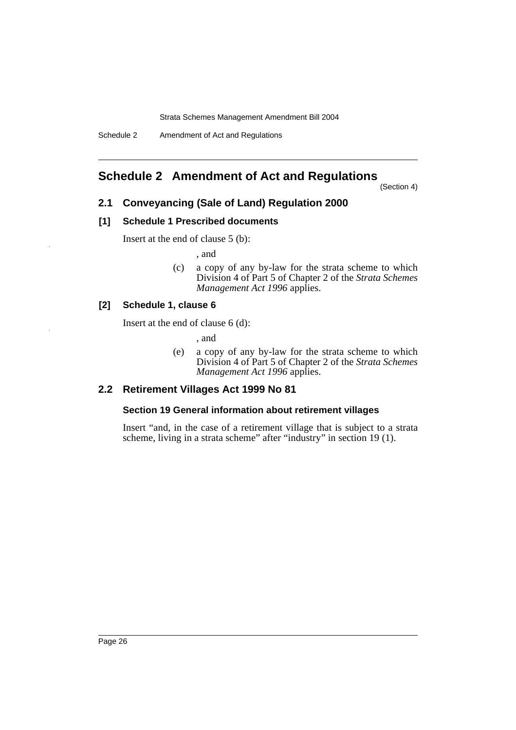# Schedule 2 Amendment of Act and Regulations

(Section 4)

## 2.1 Conveyancing (Sale of Land) Regulation 2000

### [1] Schedule 1 Prescribed documents

Insert at the end of clause 5 (b):

, and

(c) a copy of any by-law for the strata scheme to which Division 4 of Part 5 of Chapter 2 of the *Strata Schemes Management Act 1996* applies.

### [2] Schedule 1, clause 6

Insert at the end of clause 6 (d):

, and

(e) a copy of any by-law for the strata scheme to which Division 4 of Part 5 of Chapter 2 of the *Strata Schemes Management Act 1996* applies.

## 2.2 Retirement Villages Act 1999 No 81

### Section 19 General information about retirement villages

Insert "and, in the case of a retirement village that is subject to a strata scheme, living in a strata scheme" after "industry" in section 19 (1).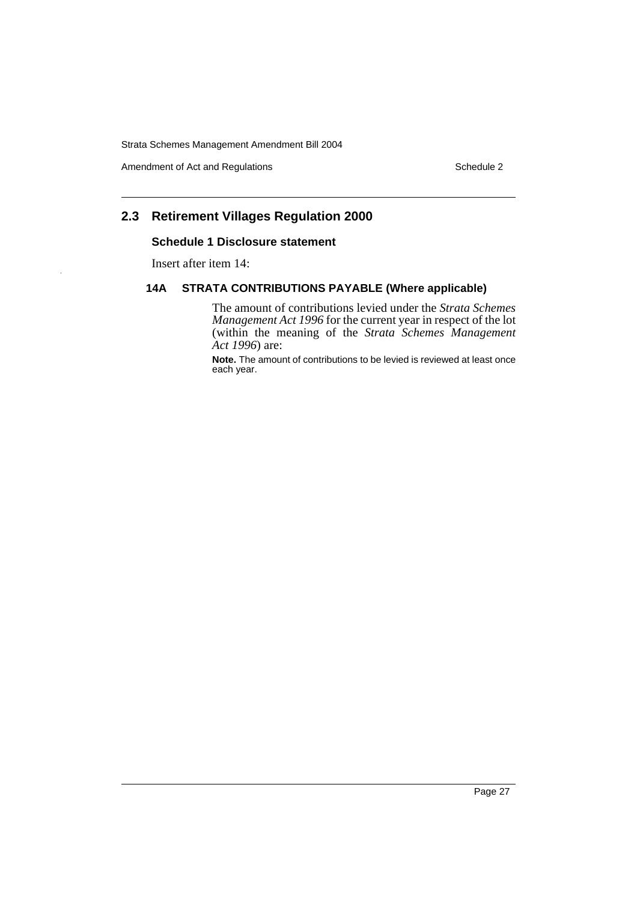## 2.3 Retirement Villages Regulation 2000

### Schedule 1 Disclosure statement

Insert after item 14:

#### 14A STRATA CONTRIBUTIONS PAYABLE (Where applicable)

The amount of contributions levied under the *Strata Schemes Management Act 1996* for the current year in respect of the lot (within the meaning of the *Strata Schemes Management Act 1996*) are:

**Note.** The amount of contributions to be levied is reviewed at least once each year.